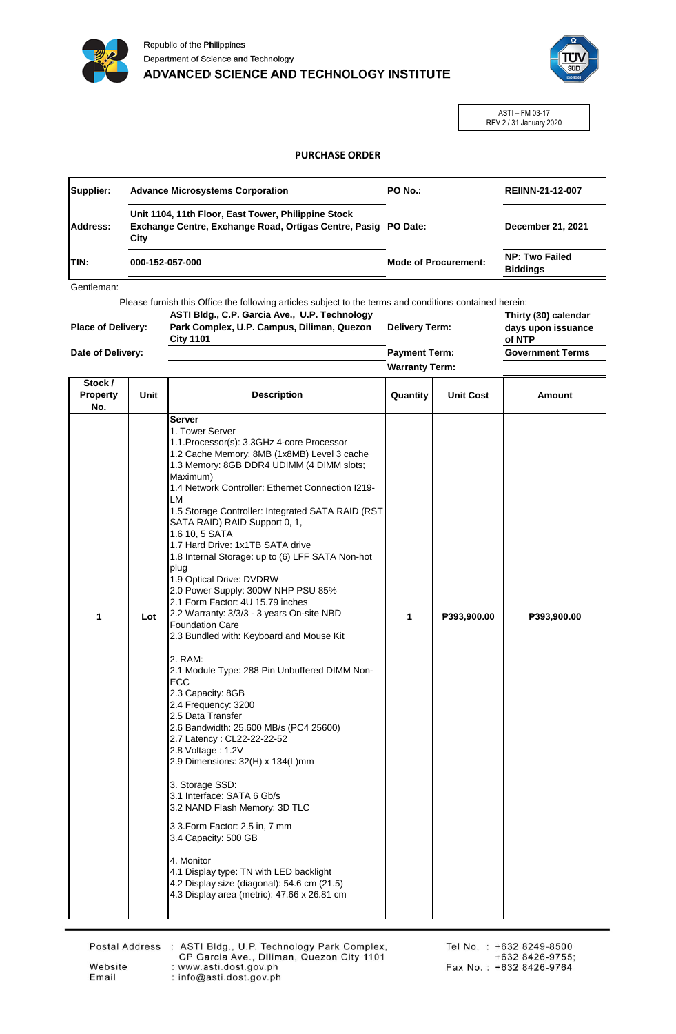Republic of the Philippines
Department of Science and Technology
**ADVANCED SCIENCE AND TECHNOLOGY INSTITUTE**

ASTI – FM 03-17
REV 2 / 31 January 2020

# PURCHASE ORDER

| | | | |
|---|---|---|---|
| **Supplier:** | **Advance Microsystems Corporation** | **PO No.:** | **REIINN-21-12-007** |
| **Address:** | **Unit 1104, 11th Floor, East Tower, Philippine Stock Exchange Centre, Exchange Road, Ortigas Centre, Pasig City** | **PO Date:** | **December 21, 2021** |
| **TIN:** | **000-152-057-000** | **Mode of Procurement:** | **NP: Two Failed Biddings** |

Gentleman:

Please furnish this Office the following articles subject to the terms and conditions contained herein:

| | | | |
|---|---|---|---|
| **Place of Delivery:** | **ASTI Bldg., C.P. Garcia Ave., U.P. Technology Park Complex, U.P. Campus, Diliman, Quezon City 1101** | **Delivery Term:** | **Thirty (30) calendar days upon issuance of NTP** |
| **Date of Delivery:** | | **Payment Term:** | **Government Terms** |
| | | **Warranty Term:** | |

| Stock / Property No. | Unit | Description | Quantity | Unit Cost | Amount |
|---|---|---|---|---|---|
| 1 | Lot | **Server**<br>1. Tower Server<br>1.1.Processor(s): 3.3GHz 4-core Processor<br>1.2 Cache Memory: 8MB (1x8MB) Level 3 cache<br>1.3 Memory: 8GB DDR4 UDIMM (4 DIMM slots; Maximum)<br>1.4 Network Controller: Ethernet Connection I219-LM<br>1.5 Storage Controller: Integrated SATA RAID (RST SATA RAID) RAID Support 0, 1,<br>1.6 10, 5 SATA<br>1.7 Hard Drive: 1x1TB SATA drive<br>1.8 Internal Storage: up to (6) LFF SATA Non-hot plug<br>1.9 Optical Drive: DVDRW<br>2.0 Power Supply: 300W NHP PSU 85%<br>2.1 Form Factor: 4U 15.79 inches<br>2.2 Warranty: 3/3/3 - 3 years On-site NBD Foundation Care<br>2.3 Bundled with: Keyboard and Mouse Kit<br><br>2. RAM:<br>2.1 Module Type: 288 Pin Unbuffered DIMM Non-ECC<br>2.3 Capacity: 8GB<br>2.4 Frequency: 3200<br>2.5 Data Transfer<br>2.6 Bandwidth: 25,600 MB/s (PC4 25600)<br>2.7 Latency : CL22-22-22-52<br>2.8 Voltage : 1.2V<br>2.9 Dimensions: 32(H) x 134(L)mm<br><br>3. Storage SSD:<br>3.1 Interface: SATA 6 Gb/s<br>3.2 NAND Flash Memory: 3D TLC<br><br>3 3.Form Factor: 2.5 in, 7 mm<br>3.4 Capacity: 500 GB<br><br>4. Monitor<br>4.1 Display type: TN with LED backlight<br>4.2 Display size (diagonal): 54.6 cm (21.5)<br>4.3 Display area (metric): 47.66 x 26.81 cm | 1 | ₱393,900.00 | ₱393,900.00 |

Postal Address : ASTI Bldg., U.P. Technology Park Complex, CP Garcia Ave., Diliman, Quezon City 1101
Website : www.asti.dost.gov.ph
Email : info@asti.dost.gov.ph
Tel No. : +632 8249-8500 +632 8426-9755;
Fax No. : +632 8426-9764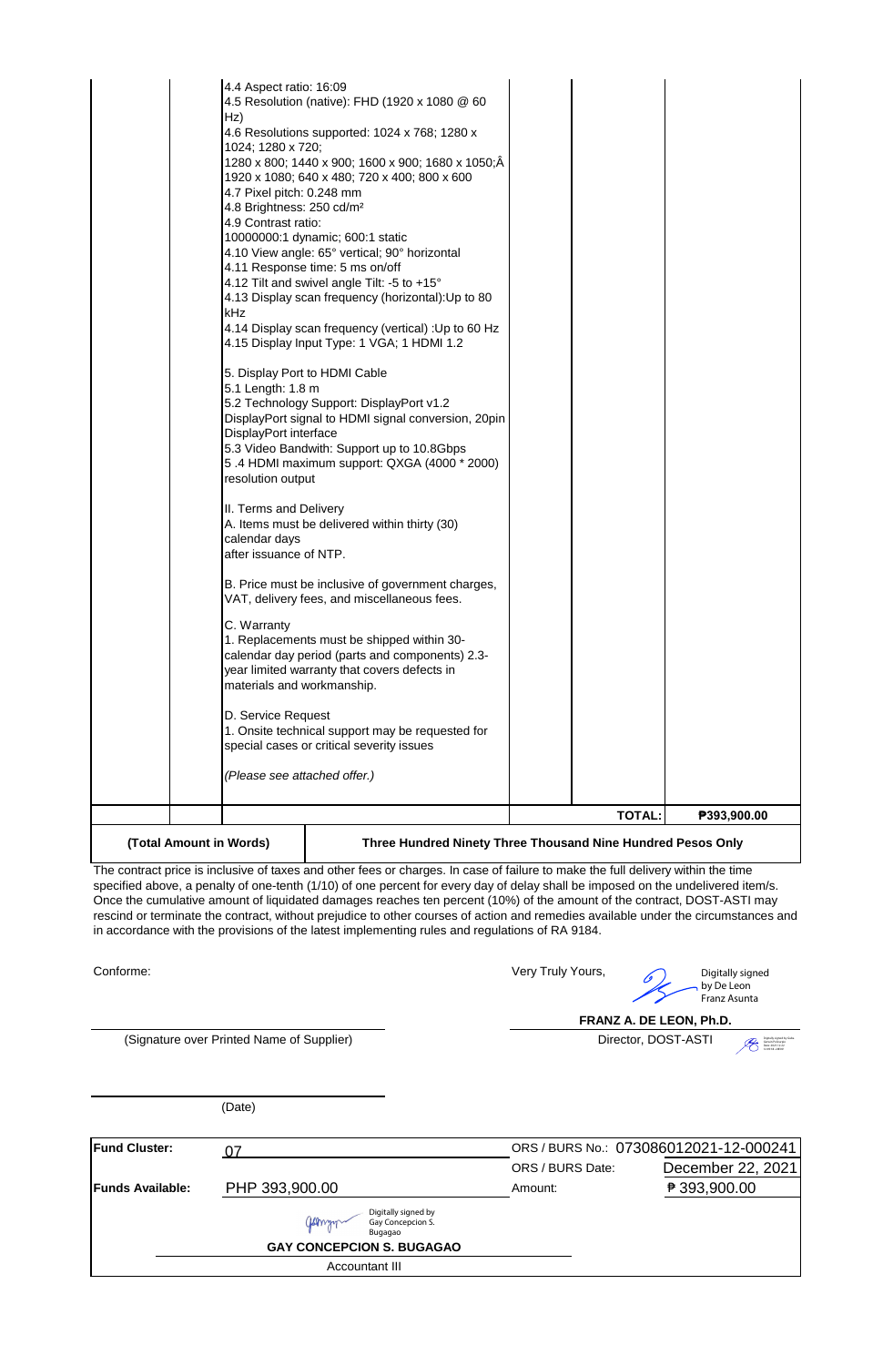| | | | | | |
|---|---|---|---|---|---|
| | | 4.4 Aspect ratio: 16:09<br>4.5 Resolution (native): FHD (1920 x 1080 @ 60 Hz)<br>4.6 Resolutions supported: 1024 x 768; 1280 x 1024; 1280 x 720;<br>1280 x 800; 1440 x 900; 1600 x 900; 1680 x 1050;Â 1920 x 1080; 640 x 480; 720 x 400; 800 x 600<br>4.7 Pixel pitch: 0.248 mm<br>4.8 Brightness: 250 cd/m²<br>4.9 Contrast ratio:<br>10000000:1 dynamic; 600:1 static<br>4.10 View angle: 65° vertical; 90° horizontal<br>4.11 Response time: 5 ms on/off<br>4.12 Tilt and swivel angle Tilt: -5 to +15°<br>4.13 Display scan frequency (horizontal):Up to 80 kHz<br>4.14 Display scan frequency (vertical) :Up to 60 Hz<br>4.15 Display Input Type: 1 VGA; 1 HDMI 1.2<br><br>5. Display Port to HDMI Cable<br>5.1 Length: 1.8 m<br>5.2 Technology Support: DisplayPort v1.2<br>DisplayPort signal to HDMI signal conversion, 20pin DisplayPort interface<br>5.3 Video Bandwith: Support up to 10.8Gbps<br>5 .4 HDMI maximum support: QXGA (4000 * 2000) resolution output<br><br>II. Terms and Delivery<br>A. Items must be delivered within thirty (30) calendar days<br>after issuance of NTP.<br><br>B. Price must be inclusive of government charges, VAT, delivery fees, and miscellaneous fees.<br><br>C. Warranty<br>1. Replacements must be shipped within 30-calendar day period (parts and components) 2.3-year limited warranty that covers defects in materials and workmanship.<br><br>D. Service Request<br>1. Onsite technical support may be requested for special cases or critical severity issues<br><br>*(Please see attached offer.)* | | | |
| | | | | **TOTAL:** | **₱393,900.00** |
| **(Total Amount in Words)** | | **Three Hundred Ninety Three Thousand Nine Hundred Pesos Only** | | | |

The contract price is inclusive of taxes and other fees or charges. In case of failure to make the full delivery within the time specified above, a penalty of one-tenth (1/10) of one percent for every day of delay shall be imposed on the undelivered item/s. Once the cumulative amount of liquidated damages reaches ten percent (10%) of the amount of the contract, DOST-ASTI may rescind or terminate the contract, without prejudice to other courses of action and remedies available under the circumstances and in accordance with the provisions of the latest implementing rules and regulations of RA 9184.

Conforme:

(Signature over Printed Name of Supplier)

(Date)

Very Truly Yours,

Digitally signed by De Leon Franz Asunta

**FRANZ A. DE LEON, Ph.D.**

Director, DOST-ASTI

| | | | |
|---|---|---|---|
| **Fund Cluster:** | 07 | ORS / BURS No.: | 073086012021-12-000241 |
| | | ORS / BURS Date: | December 22, 2021 |
| **Funds Available:** | PHP 393,900.00 | Amount: | ₱ 393,900.00 |

Digitally signed by Gay Concepcion S. Bugagao

**GAY CONCEPCION S. BUGAGAO**

Accountant III